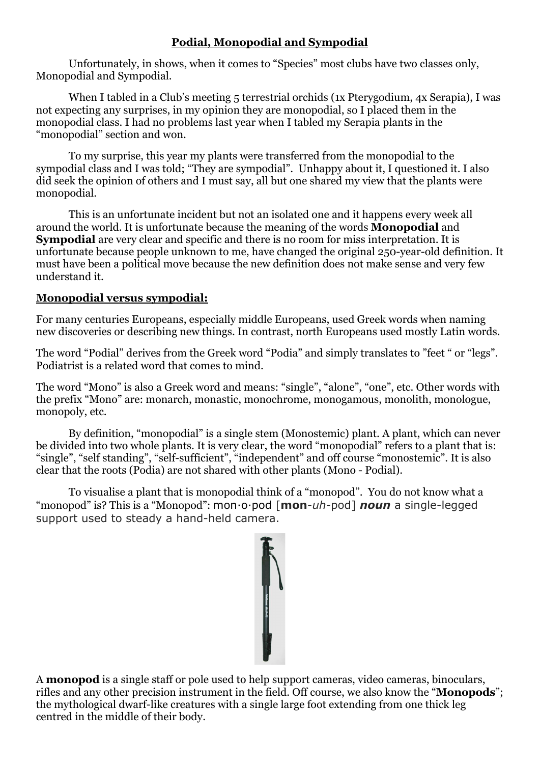## **Podial, Monopodial and Sympodial**

Unfortunately, in shows, when it comes to "Species" most clubs have two classes only, Monopodial and Sympodial.

When I tabled in a Club's meeting 5 terrestrial orchids (1x Pterygodium, 4x Serapia), I was not expecting any surprises, in my opinion they are monopodial, so I placed them in the monopodial class. I had no problems last year when I tabled my Serapia plants in the "monopodial" section and won.

To my surprise, this year my plants were transferred from the monopodial to the sympodial class and I was told; "They are sympodial". Unhappy about it, I questioned it. I also did seek the opinion of others and I must say, all but one shared my view that the plants were monopodial.

This is an unfortunate incident but not an isolated one and it happens every week all around the world. It is unfortunate because the meaning of the words **Monopodial** and **Sympodial** are very clear and specific and there is no room for miss interpretation. It is unfortunate because people unknown to me, have changed the original 250-year-old definition. It must have been a political move because the new definition does not make sense and very few understand it.

### **Monopodial versus sympodial:**

For many centuries Europeans, especially middle Europeans, used Greek words when naming new discoveries or describing new things. In contrast, north Europeans used mostly Latin words.

The word "Podial" derives from the Greek word "Podia" and simply translates to "feet " or "legs". Podiatrist is a related word that comes to mind.

The word "Mono" is also a Greek word and means: "single", "alone", "one", etc. Other words with the prefix "Mono" are: monarch, monastic, monochrome, monogamous, monolith, monologue, monopoly, etc.

By definition, "monopodial" is a single stem (Monostemic) plant. A plant, which can never be divided into two whole plants. It is very clear, the word "monopodial" refers to a plant that is: "single", "self standing", "self-sufficient", "independent" and off course "monostemic". It is also clear that the roots (Podia) are not shared with other plants (Mono - Podial).

To visualise a plant that is monopodial think of a "monopod". You do not know what a "monopod" is? This is a "Monopod": mon·o·pod [**mon**-*uh*-pod] ***noun*** a single-legged support used to steady a hand-held camera.

A **monopod** is a single staff or pole used to help support cameras, video cameras, binoculars, rifles and any other precision instrument in the field. Off course, we also know the "**Monopods**"; the mythological dwarf-like creatures with a single large foot extending from one thick leg centred in the middle of their body.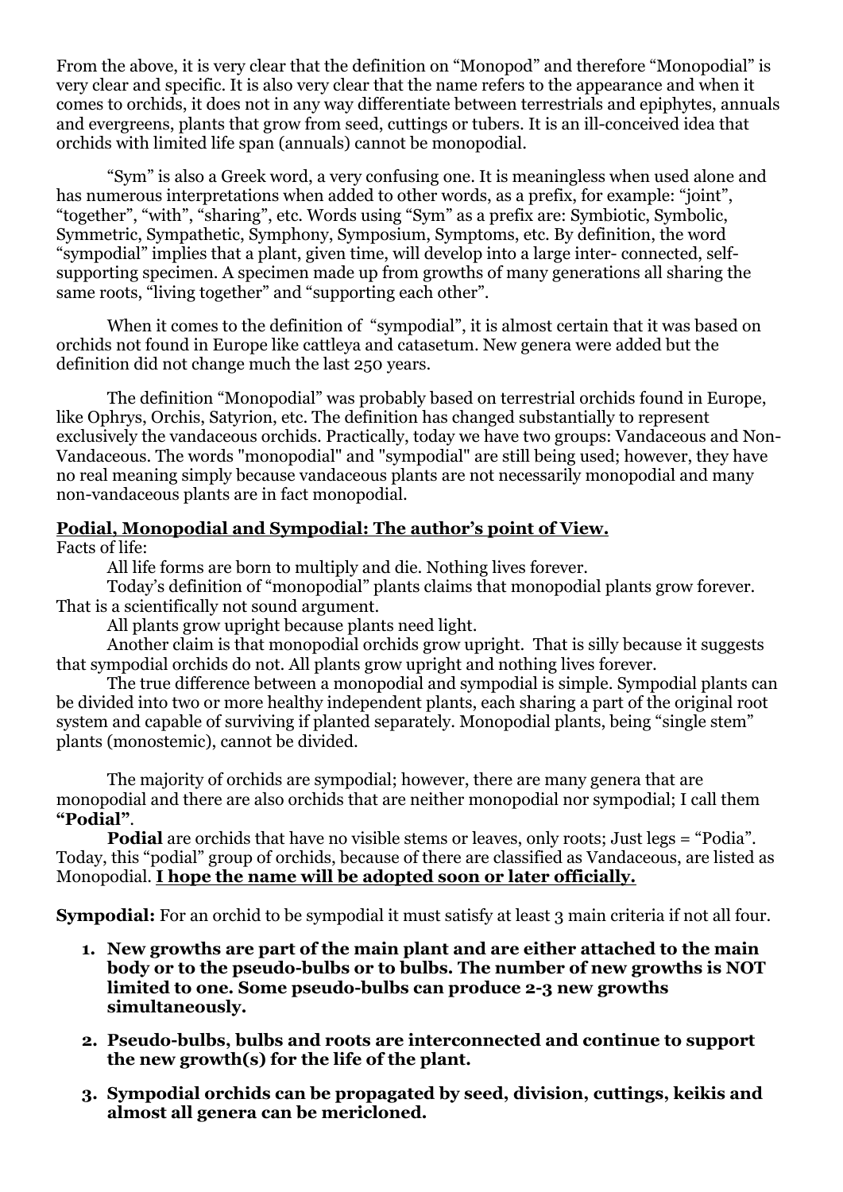From the above, it is very clear that the definition on "Monopod" and therefore "Monopodial" is very clear and specific. It is also very clear that the name refers to the appearance and when it comes to orchids, it does not in any way differentiate between terrestrials and epiphytes, annuals and evergreens, plants that grow from seed, cuttings or tubers. It is an ill-conceived idea that orchids with limited life span (annuals) cannot be monopodial.

"Sym" is also a Greek word, a very confusing one. It is meaningless when used alone and has numerous interpretations when added to other words, as a prefix, for example: "joint", "together", "with", "sharing", etc. Words using "Sym" as a prefix are: Symbiotic, Symbolic, Symmetric, Sympathetic, Symphony, Symposium, Symptoms, etc. By definition, the word "sympodial" implies that a plant, given time, will develop into a large inter- connected, self-supporting specimen. A specimen made up from growths of many generations all sharing the same roots, "living together" and "supporting each other".

When it comes to the definition of "sympodial", it is almost certain that it was based on orchids not found in Europe like cattleya and catasetum. New genera were added but the definition did not change much the last 250 years.

The definition "Monopodial" was probably based on terrestrial orchids found in Europe, like Ophrys, Orchis, Satyrion, etc. The definition has changed substantially to represent exclusively the vandaceous orchids. Practically, today we have two groups: Vandaceous and Non-Vandaceous. The words "monopodial" and "sympodial" are still being used; however, they have no real meaning simply because vandaceous plants are not necessarily monopodial and many non-vandaceous plants are in fact monopodial.

**Podial, Monopodial and Sympodial: The author's point of View.**

Facts of life:

All life forms are born to multiply and die. Nothing lives forever.

Today's definition of "monopodial" plants claims that monopodial plants grow forever. That is a scientifically not sound argument.

All plants grow upright because plants need light.

Another claim is that monopodial orchids grow upright. That is silly because it suggests that sympodial orchids do not. All plants grow upright and nothing lives forever.

The true difference between a monopodial and sympodial is simple. Sympodial plants can be divided into two or more healthy independent plants, each sharing a part of the original root system and capable of surviving if planted separately. Monopodial plants, being "single stem" plants (monostemic), cannot be divided.

The majority of orchids are sympodial; however, there are many genera that are monopodial and there are also orchids that are neither monopodial nor sympodial; I call them **"Podial"**.

**Podial** are orchids that have no visible stems or leaves, only roots; Just legs = "Podia". Today, this "podial" group of orchids, because of there are classified as Vandaceous, are listed as Monopodial. **I hope the name will be adopted soon or later officially.**

**Sympodial:** For an orchid to be sympodial it must satisfy at least 3 main criteria if not all four.

1. **New growths are part of the main plant and are either attached to the main body or to the pseudo-bulbs or to bulbs. The number of new growths is NOT limited to one. Some pseudo-bulbs can produce 2-3 new growths simultaneously.**
2. **Pseudo-bulbs, bulbs and roots are interconnected and continue to support the new growth(s) for the life of the plant.**
3. **Sympodial orchids can be propagated by seed, division, cuttings, keikis and almost all genera can be mericloned.**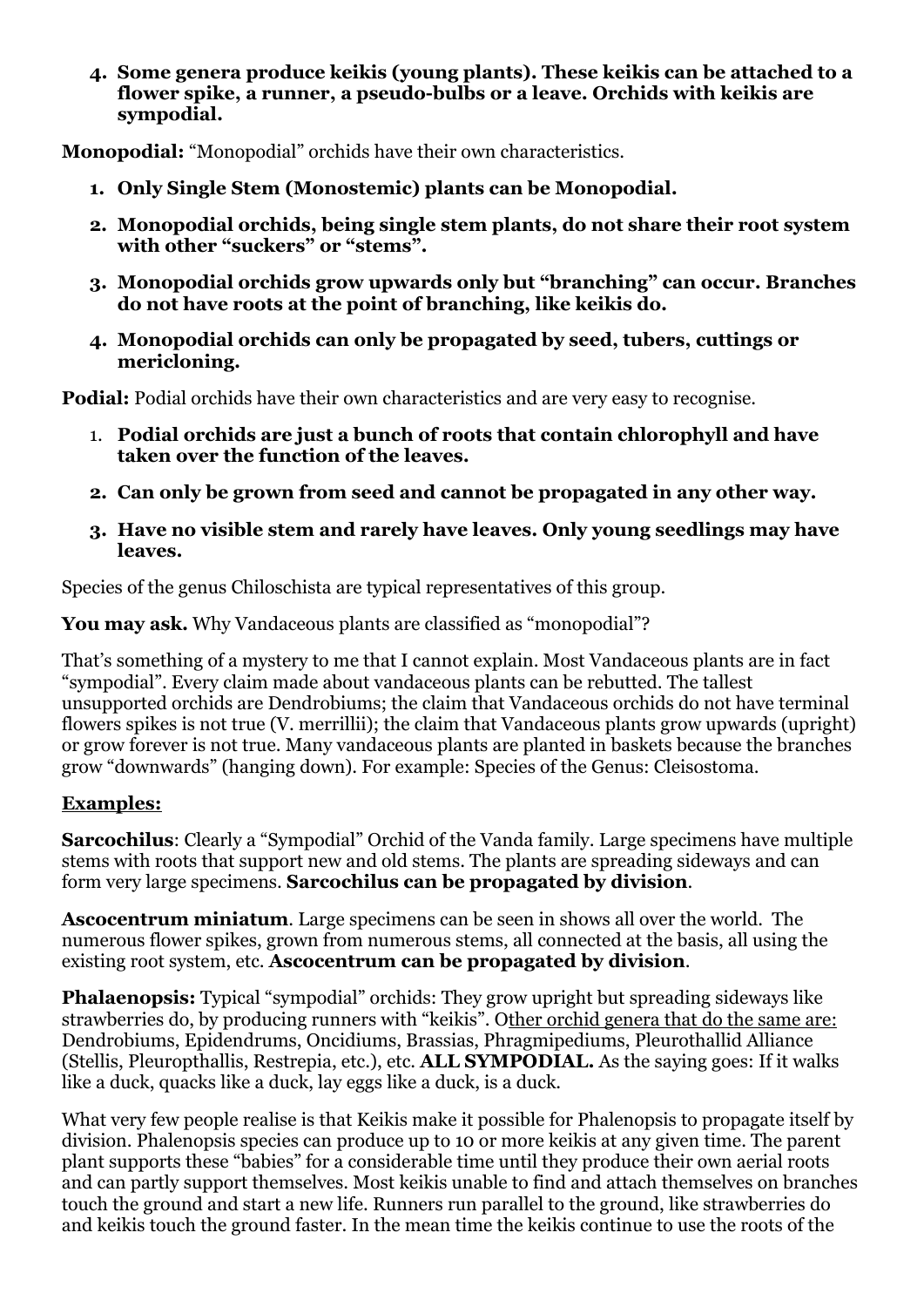4. **Some genera produce keikis (young plants). These keikis can be attached to a flower spike, a runner, a pseudo-bulbs or a leave. Orchids with keikis are sympodial.**

**Monopodial:** "Monopodial" orchids have their own characteristics.

1. **Only Single Stem (Monostemic) plants can be Monopodial.**
2. **Monopodial orchids, being single stem plants, do not share their root system with other "suckers" or "stems".**
3. **Monopodial orchids grow upwards only but "branching" can occur. Branches do not have roots at the point of branching, like keikis do.**
4. **Monopodial orchids can only be propagated by seed, tubers, cuttings or mericloning.**

**Podial:** Podial orchids have their own characteristics and are very easy to recognise.

1. **Podial orchids are just a bunch of roots that contain chlorophyll and have taken over the function of the leaves.**
2. **Can only be grown from seed and cannot be propagated in any other way.**
3. **Have no visible stem and rarely have leaves. Only young seedlings may have leaves.**

Species of the genus Chiloschista are typical representatives of this group.

**You may ask.** Why Vandaceous plants are classified as "monopodial"?

That's something of a mystery to me that I cannot explain. Most Vandaceous plants are in fact "sympodial". Every claim made about vandaceous plants can be rebutted. The tallest unsupported orchids are Dendrobiums; the claim that Vandaceous orchids do not have terminal flowers spikes is not true (V. merrillii); the claim that Vandaceous plants grow upwards (upright) or grow forever is not true. Many vandaceous plants are planted in baskets because the branches grow "downwards" (hanging down). For example: Species of the Genus: Cleisostoma.

<u>**Examples:**</u>

**Sarcochilus**: Clearly a "Sympodial" Orchid of the Vanda family. Large specimens have multiple stems with roots that support new and old stems. The plants are spreading sideways and can form very large specimens. **Sarcochilus can be propagated by division**.

**Ascocentrum miniatum**. Large specimens can be seen in shows all over the world. The numerous flower spikes, grown from numerous stems, all connected at the basis, all using the existing root system, etc. **Ascocentrum can be propagated by division**.

**Phalaenopsis:** Typical "sympodial" orchids: They grow upright but spreading sideways like strawberries do, by producing runners with "keikis". <u>Other orchid genera that do the same are:</u> Dendrobiums, Epidendrums, Oncidiums, Brassias, Phragmipediums, Pleurothallid Alliance (Stellis, Pleuropthallis, Restrepia, etc.), etc. **ALL SYMPODIAL.** As the saying goes: If it walks like a duck, quacks like a duck, lay eggs like a duck, is a duck.

What very few people realise is that Keikis make it possible for Phalenopsis to propagate itself by division. Phalenopsis species can produce up to 10 or more keikis at any given time. The parent plant supports these "babies" for a considerable time until they produce their own aerial roots and can partly support themselves. Most keikis unable to find and attach themselves on branches touch the ground and start a new life. Runners run parallel to the ground, like strawberries do and keikis touch the ground faster. In the mean time the keikis continue to use the roots of the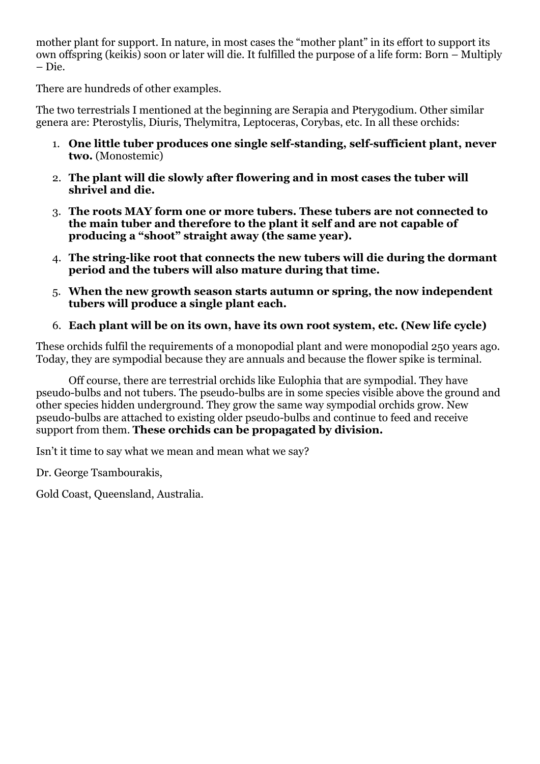mother plant for support. In nature, in most cases the "mother plant" in its effort to support its own offspring (keikis) soon or later will die. It fulfilled the purpose of a life form: Born – Multiply – Die.

There are hundreds of other examples.

The two terrestrials I mentioned at the beginning are Serapia and Pterygodium. Other similar genera are: Pterostylis, Diuris, Thelymitra, Leptoceras, Corybas, etc. In all these orchids:

1. **One little tuber produces one single self-standing, self-sufficient plant, never two.** (Monostemic)
2. **The plant will die slowly after flowering and in most cases the tuber will shrivel and die.**
3. **The roots MAY form one or more tubers. These tubers are not connected to the main tuber and therefore to the plant it self and are not capable of producing a "shoot" straight away (the same year).**
4. **The string-like root that connects the new tubers will die during the dormant period and the tubers will also mature during that time.**
5. **When the new growth season starts autumn or spring, the now independent tubers will produce a single plant each.**
6. **Each plant will be on its own, have its own root system, etc. (New life cycle)**

These orchids fulfil the requirements of a monopodial plant and were monopodial 250 years ago. Today, they are sympodial because they are annuals and because the flower spike is terminal.

Off course, there are terrestrial orchids like Eulophia that are sympodial. They have pseudo-bulbs and not tubers. The pseudo-bulbs are in some species visible above the ground and other species hidden underground. They grow the same way sympodial orchids grow. New pseudo-bulbs are attached to existing older pseudo-bulbs and continue to feed and receive support from them. **These orchids can be propagated by division.**

Isn't it time to say what we mean and mean what we say?

Dr. George Tsambourakis,

Gold Coast, Queensland, Australia.